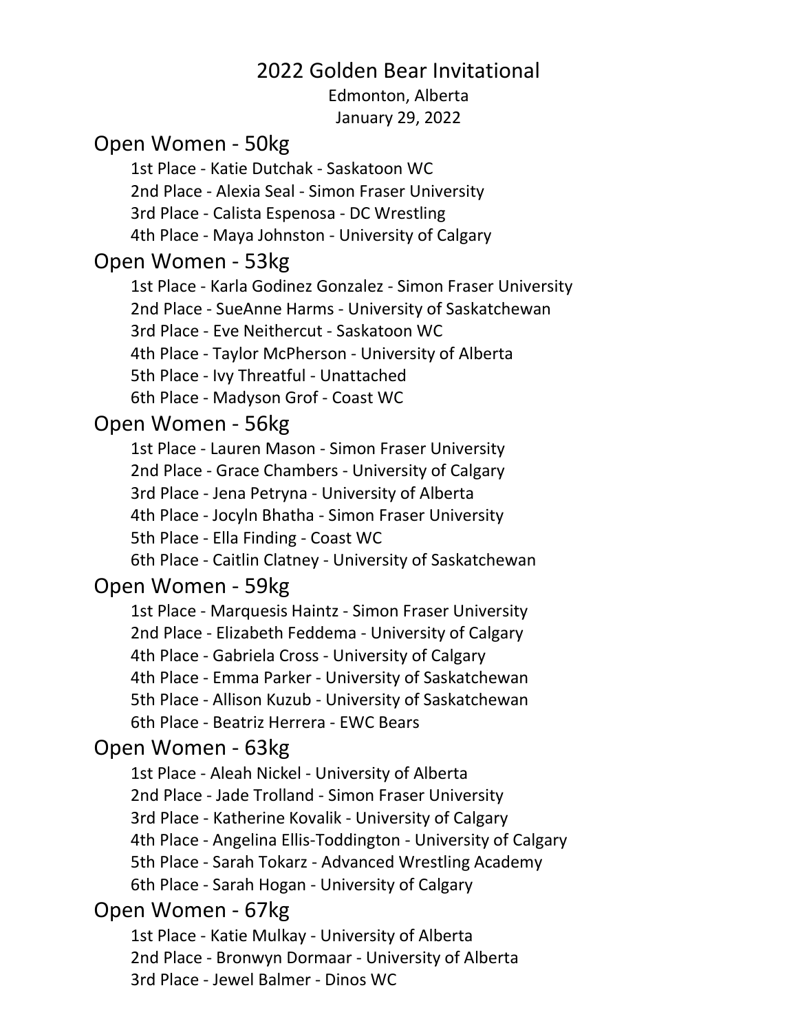# 2022 Golden Bear Invitational

Edmonton, Alberta

January 29, 2022

## Open Women - 50kg

1st Place - Katie Dutchak - Saskatoon WC
2nd Place - Alexia Seal - Simon Fraser University
3rd Place - Calista Espenosa - DC Wrestling
4th Place - Maya Johnston - University of Calgary

## Open Women - 53kg

1st Place - Karla Godinez Gonzalez - Simon Fraser University
2nd Place - SueAnne Harms - University of Saskatchewan
3rd Place - Eve Neithercut - Saskatoon WC
4th Place - Taylor McPherson - University of Alberta
5th Place - Ivy Threatful - Unattached
6th Place - Madyson Grof - Coast WC

## Open Women - 56kg

1st Place - Lauren Mason - Simon Fraser University
2nd Place - Grace Chambers - University of Calgary
3rd Place - Jena Petryna - University of Alberta
4th Place - Jocyln Bhatha - Simon Fraser University
5th Place - Ella Finding - Coast WC
6th Place - Caitlin Clatney - University of Saskatchewan

## Open Women - 59kg

1st Place - Marquesis Haintz - Simon Fraser University
2nd Place - Elizabeth Feddema - University of Calgary
4th Place - Gabriela Cross - University of Calgary
4th Place - Emma Parker - University of Saskatchewan
5th Place - Allison Kuzub - University of Saskatchewan
6th Place - Beatriz Herrera - EWC Bears

## Open Women - 63kg

1st Place - Aleah Nickel - University of Alberta
2nd Place - Jade Trolland - Simon Fraser University
3rd Place - Katherine Kovalik - University of Calgary
4th Place - Angelina Ellis-Toddington - University of Calgary
5th Place - Sarah Tokarz - Advanced Wrestling Academy
6th Place - Sarah Hogan - University of Calgary

## Open Women - 67kg

1st Place - Katie Mulkay - University of Alberta
2nd Place - Bronwyn Dormaar - University of Alberta
3rd Place - Jewel Balmer - Dinos WC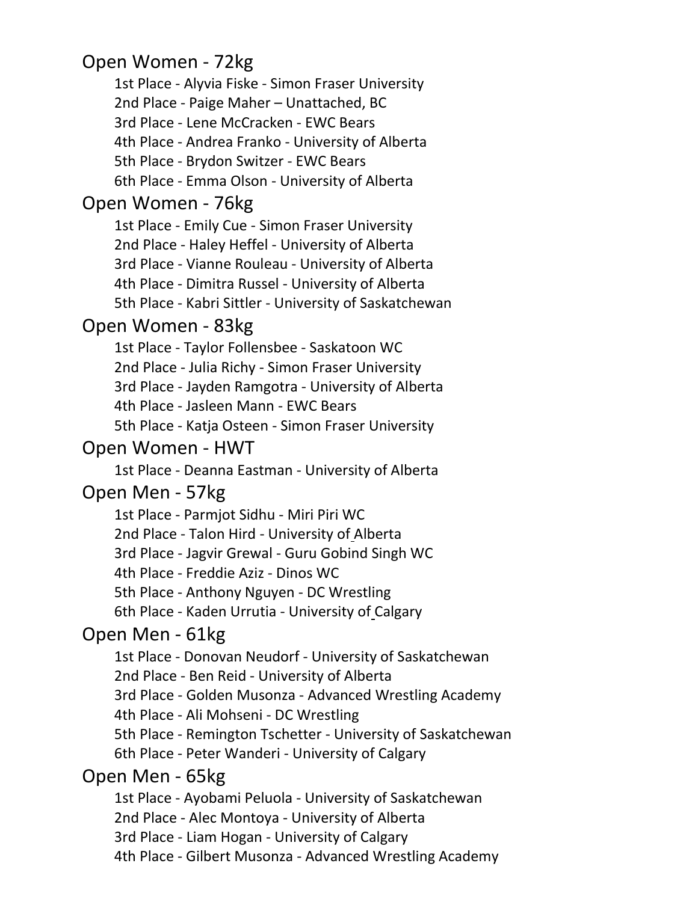## Open Women - 72kg

1st Place - Alyvia Fiske - Simon Fraser University
2nd Place - Paige Maher – Unattached, BC
3rd Place - Lene McCracken - EWC Bears
4th Place - Andrea Franko - University of Alberta
5th Place - Brydon Switzer - EWC Bears
6th Place - Emma Olson - University of Alberta

## Open Women - 76kg

1st Place - Emily Cue - Simon Fraser University
2nd Place - Haley Heffel - University of Alberta
3rd Place - Vianne Rouleau - University of Alberta
4th Place - Dimitra Russel - University of Alberta
5th Place - Kabri Sittler - University of Saskatchewan

## Open Women - 83kg

1st Place - Taylor Follensbee - Saskatoon WC
2nd Place - Julia Richy - Simon Fraser University
3rd Place - Jayden Ramgotra - University of Alberta
4th Place - Jasleen Mann - EWC Bears
5th Place - Katja Osteen - Simon Fraser University

## Open Women - HWT

1st Place - Deanna Eastman - University of Alberta

## Open Men - 57kg

1st Place - Parmjot Sidhu - Miri Piri WC
2nd Place - Talon Hird - University of Alberta
3rd Place - Jagvir Grewal - Guru Gobind Singh WC
4th Place - Freddie Aziz - Dinos WC
5th Place - Anthony Nguyen - DC Wrestling
6th Place - Kaden Urrutia - University of Calgary

## Open Men - 61kg

1st Place - Donovan Neudorf - University of Saskatchewan
2nd Place - Ben Reid - University of Alberta
3rd Place - Golden Musonza - Advanced Wrestling Academy
4th Place - Ali Mohseni - DC Wrestling
5th Place - Remington Tschetter - University of Saskatchewan
6th Place - Peter Wanderi - University of Calgary

## Open Men - 65kg

1st Place - Ayobami Peluola - University of Saskatchewan
2nd Place - Alec Montoya - University of Alberta
3rd Place - Liam Hogan - University of Calgary
4th Place - Gilbert Musonza - Advanced Wrestling Academy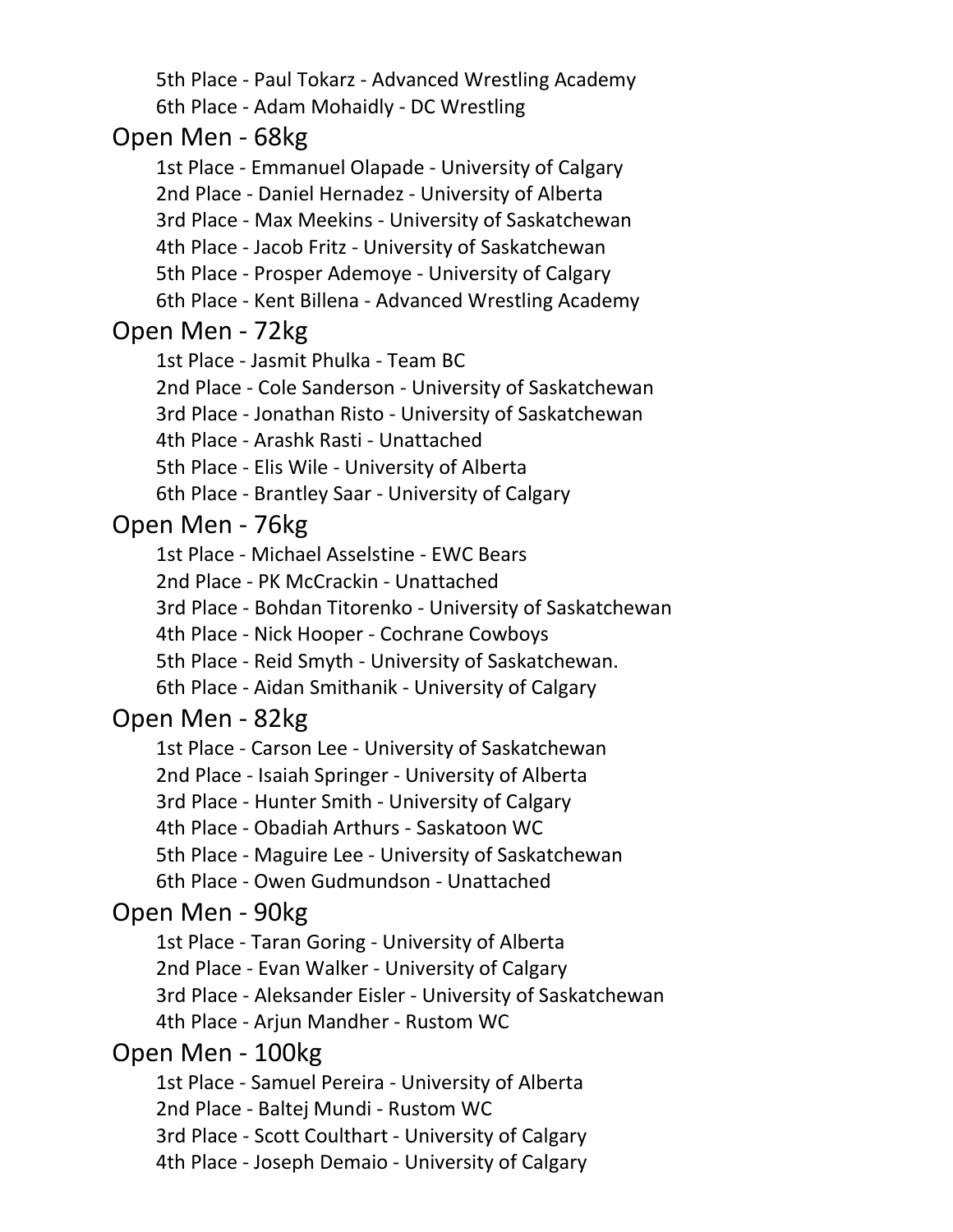5th Place - Paul Tokarz - Advanced Wrestling Academy
6th Place - Adam Mohaidly - DC Wrestling

## Open Men - 68kg

1st Place - Emmanuel Olapade - University of Calgary
2nd Place - Daniel Hernadez - University of Alberta
3rd Place - Max Meekins - University of Saskatchewan
4th Place - Jacob Fritz - University of Saskatchewan
5th Place - Prosper Ademoye - University of Calgary
6th Place - Kent Billena - Advanced Wrestling Academy

## Open Men - 72kg

1st Place - Jasmit Phulka - Team BC
2nd Place - Cole Sanderson - University of Saskatchewan
3rd Place - Jonathan Risto - University of Saskatchewan
4th Place - Arashk Rasti - Unattached
5th Place - Elis Wile - University of Alberta
6th Place - Brantley Saar - University of Calgary

## Open Men - 76kg

1st Place - Michael Asselstine - EWC Bears
2nd Place - PK McCrackin - Unattached
3rd Place - Bohdan Titorenko - University of Saskatchewan
4th Place - Nick Hooper - Cochrane Cowboys
5th Place - Reid Smyth - University of Saskatchewan.
6th Place - Aidan Smithanik - University of Calgary

## Open Men - 82kg

1st Place - Carson Lee - University of Saskatchewan
2nd Place - Isaiah Springer - University of Alberta
3rd Place - Hunter Smith - University of Calgary
4th Place - Obadiah Arthurs - Saskatoon WC
5th Place - Maguire Lee - University of Saskatchewan
6th Place - Owen Gudmundson - Unattached

## Open Men - 90kg

1st Place - Taran Goring - University of Alberta
2nd Place - Evan Walker - University of Calgary
3rd Place - Aleksander Eisler - University of Saskatchewan
4th Place - Arjun Mandher - Rustom WC

## Open Men - 100kg

1st Place - Samuel Pereira - University of Alberta
2nd Place - Baltej Mundi - Rustom WC
3rd Place - Scott Coulthart - University of Calgary
4th Place - Joseph Demaio - University of Calgary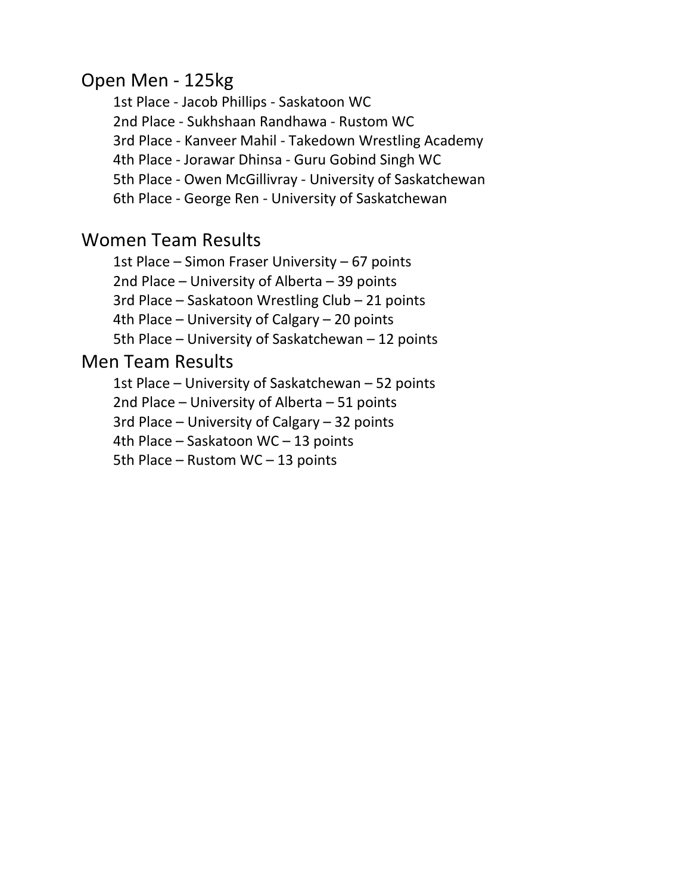## Open Men - 125kg

- 1st Place - Jacob Phillips - Saskatoon WC
- 2nd Place - Sukhshaan Randhawa - Rustom WC
- 3rd Place - Kanveer Mahil - Takedown Wrestling Academy
- 4th Place - Jorawar Dhinsa - Guru Gobind Singh WC
- 5th Place - Owen McGillivray - University of Saskatchewan
- 6th Place - George Ren - University of Saskatchewan

## Women Team Results

- 1st Place – Simon Fraser University – 67 points
- 2nd Place – University of Alberta – 39 points
- 3rd Place – Saskatoon Wrestling Club – 21 points
- 4th Place – University of Calgary – 20 points
- 5th Place – University of Saskatchewan – 12 points

## Men Team Results

- 1st Place – University of Saskatchewan – 52 points
- 2nd Place – University of Alberta – 51 points
- 3rd Place – University of Calgary – 32 points
- 4th Place – Saskatoon WC – 13 points
- 5th Place – Rustom WC – 13 points